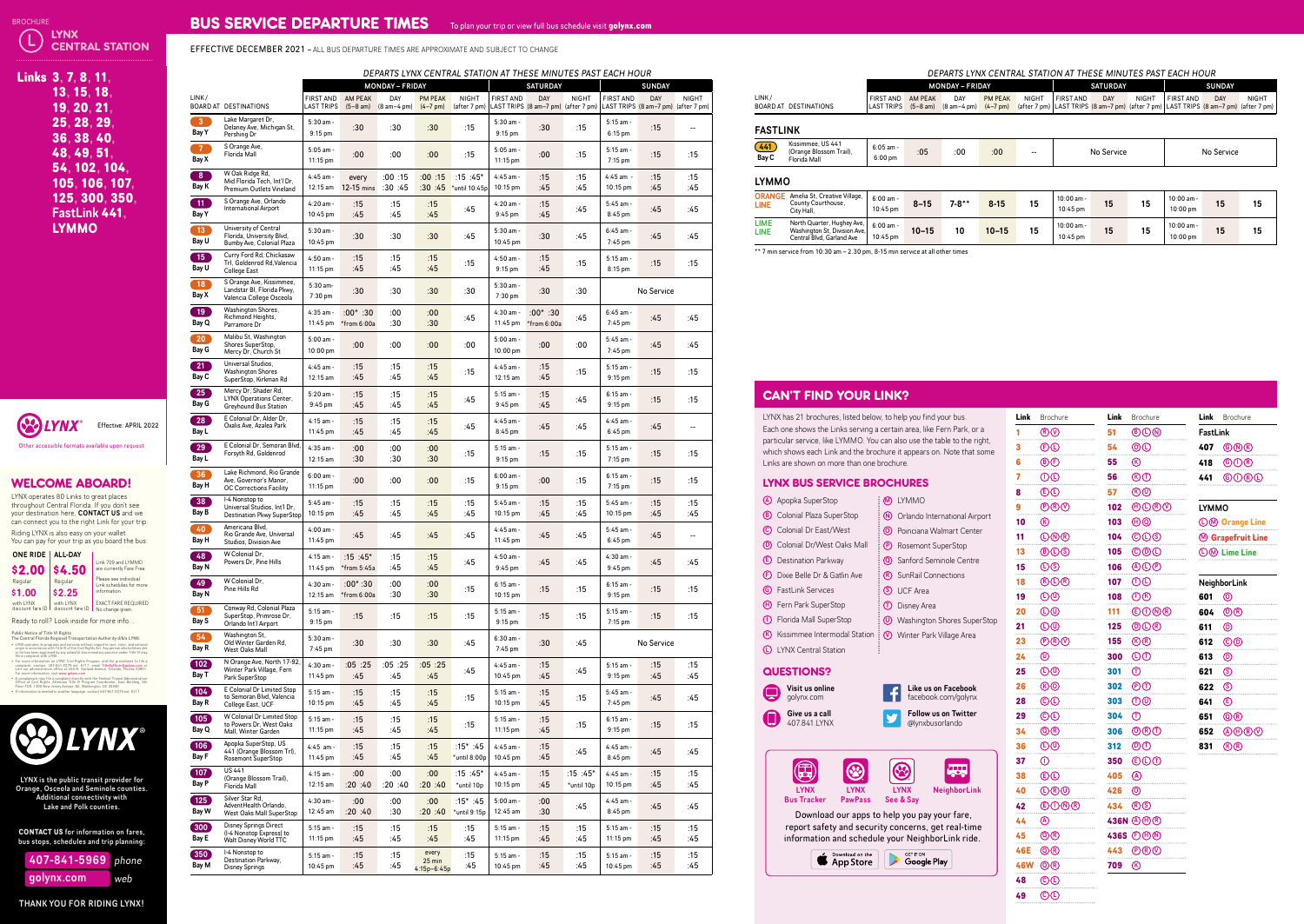BROCHURE

# LYNX CENTRAL STATION

**Links 3, 7, 8, 11, 13, 15, 18, 19, 20, 21, 25, 28, 29, 36, 38, 40, 48, 49, 51, 54, 102, 104, 105, 106, 107, 125, 300, 350, FastLink 441, LYMMO**

LYNX Effective: APRIL 2022

Other accessible formats available upon request

## WELCOME ABOARD!

LYNX operates 80 Links to great places throughout Central Florida. If you don't see your destination here, **CONTACT US** and we can connect you to the right Link for your trip.

Riding LYNX is also easy on your wallet. You can pay for your trip as you board the bus:

| ONE RIDE | ALL-DAY | |
|---|---|---|
| $2.00 Regular | $4.50 Regular | Link 709 and LYMMO are currently Fare Free. |
| $1.00 with LYNX discount fare ID | $2.25 with LYNX discount fare ID | Please see individual Link schedules for more information. EXACT FARE REQUIRED No change given |

Ready to roll? Look inside for more info...

Public Notice of Title VI Rights
The Central Florida Regional Transportation Authority d/b/a LYNX

LYNX is the public transit provider for Orange, Osceola and Seminole counties. Additional connectivity with Lake and Polk counties.

**CONTACT US** for information on fares, bus stops, schedules and trip planning:

407-841-5969 phone

golynx.com web

THANK YOU FOR RIDING LYNX!

# BUS SERVICE DEPARTURE TIMES

To plan your trip or view full bus schedule visit **golynx.com**

EFFECTIVE DECEMBER 2021 – ALL BUS DEPARTURE TIMES ARE APPROXIMATE AND SUBJECT TO CHANGE

DEPARTS LYNX CENTRAL STATION AT THESE MINUTES PAST EACH HOUR

| LINK / BOARD AT | DESTINATIONS | MON–FRI FIRST AND LAST TRIPS | MON–FRI AM PEAK (5–8 am) | MON–FRI DAY (8 am–4 pm) | MON–FRI PM PEAK (4–7 pm) | MON–FRI NIGHT (after 7 pm) | SAT FIRST AND LAST TRIPS | SAT DAY (8 am–7 pm) | SAT NIGHT (after 7 pm) | SUN FIRST AND LAST TRIPS | SUN DAY (8 am–7 pm) | SUN NIGHT (after 7 pm) |
|---|---|---|---|---|---|---|---|---|---|---|---|---|
| 3 Bay Y | Lake Margaret Dr, Delaney Ave, Michigan St, Pershing Dr | 5:30 am - 9:15 pm | :30 | :30 | :30 | :15 | 5:30 am - 9:15 pm | :30 | :15 | 5:15 am - 6:15 pm | :15 | -- |
| 7 Bay X | S Orange Ave, Florida Mall | 5:05 am - 11:15 pm | :00 | :00 | :00 | :15 | 5:05 am - 11:15 pm | :00 | :15 | 5:15 am - 7:15 pm | :15 | :15 |
| 8 Bay K | W Oak Ridge Rd, Mid Florida Tech, Int'l Dr, Premium Outlets Vineland | 4:45 am - 12:15 am | every 12-15 mins | :00 :15 :30 :45 | :00 :15 :30 :45 | :15 :45* *until 10:45p | 4:45 am - 10:15 pm | :15 :45 | :15 :45 | 4:45 am - 10:15 pm | :15 :45 | :15 :45 |
| 11 Bay Y | S Orange Ave, Orlando International Airport | 4:20 am - 10:45 pm | :15 :45 | :15 :45 | :15 :45 | :45 | 4:20 am - 9:45 pm | :15 :45 | :45 | 5:45 am - 8:45 pm | :45 | :45 |
| 13 Bay U | University of Central Florida, University Blvd, Bumby Ave, Colonial Plaza | 5:30 am - 10:45 pm | :30 | :30 | :30 | :45 | 5:30 am - 10:45 pm | :30 | :45 | 6:45 am - 7:45 pm | :45 | :45 |
| 15 Bay U | Curry Ford Rd, Chickasaw Trl, Goldenrod Rd, Valencia College East | 4:50 am - 11:15 pm | :15 :45 | :15 :45 | :15 :45 | :15 | 4:50 am - 9:15 pm | :15 :45 | :15 | 5:15 am - 8:15 pm | :15 | :15 |
| 18 Bay X | S Orange Ave, Kissimmee, Landstar Bl, Florida Pkwy, Valencia College Osceola | 5:30 am - 7:30 pm | :30 | :30 | :30 | :30 | 5:30 am - 7:30 pm | :30 | :30 | No Service | | |
| 19 Bay Q | Washington Shores, Richmond Heights, Parramore Dr | 4:35 am - 11:45 pm | :00* :30 *from 6:00a | :00 :30 | :00 :30 | :45 | 4:30 am - 11:45 pm | :00* :30 *from 6:00a | :45 | 6:45 am - 7:45 pm | :45 | :45 |
| 20 Bay G | Malibu St, Washington Shores SuperStop, Mercy Dr, Church St | 5:00 am - 10:00 pm | :00 | :00 | :00 | :00 | 5:00 am - 10:00 pm | :00 | :00 | 5:45 am - 7:45 pm | :45 | :45 |
| 21 Bay C | Universal Studios, Washington Shores SuperStop, Kirkman Rd | 4:45 am - 12:15 am | :15 :45 | :15 :45 | :15 :45 | :15 | 4:45 am - 12:15 am | :15 :45 | :15 | 5:15 am - 9:15 pm | :15 | :15 |
| 25 Bay G | Mercy Dr, Shader Rd, LYNX Operations Center, Greyhound Bus Station | 5:20 am - 9:45 pm | :15 :45 | :15 :45 | :15 :45 | :45 | 5:15 am - 9:45 pm | :15 :45 | :45 | 6:15 am - 9:15 pm | :15 | :15 |
| 28 Bay L | E Colonial Dr, Alder Dr, Oxalis Ave, Azalea Park | 4:15 am - 11:45 pm | :15 :45 | :15 :45 | :15 :45 | :45 | 4:45 am - 8:45 pm | :45 | :45 | 4:45 am - 6:45 pm | :45 | -- |
| 29 Bay L | E Colonial Dr, Semoran Blvd, Forsyth Rd, Goldenrod | 4:35 am - 12:15 am | :00 :30 | :00 :30 | :00 :30 | :15 | 5:15 am - 9:15 pm | :15 | :15 | 5:15 am - 7:15 pm | :15 | :15 |
| 36 Bay H | Lake Richmond, Rio Grande Ave, Governor's Manor, OC Corrections Facility | 6:00 am - 11:15 pm | :00 | :00 | :00 | :15 | 6:00 am - 9:15 pm | :00 | :15 | 6:15 am - 7:15 pm | :15 | :15 |
| 38 Bay B | I-4 Nonstop to Universal Studios, Int'l Dr, Destination Pkwy SuperStop | 5:45 am - 10:15 pm | :15 :45 | :15 :45 | :15 :45 | :15 :45 | 5:45 am - 10:15 pm | :15 :45 | :15 :45 | 5:45 am - 10:15 pm | :15 :45 | :15 :45 |
| 40 Bay H | Americana Blvd, Rio Grande Ave, Universal Studios, Avion Gate | 4:00 am - 11:45 pm | :45 | :45 | :45 | :45 | 4:45 am - 11:45 pm | :45 | :45 | 5:45 am - 6:45 pm | :45 | -- |
| 48 Bay N | W Colonial Dr, Powers Dr, Pine Hills | 4:15 am - 11:45 pm | :15 :45* *from 5:45a | :15 :45 | :15 :45 | :45 | 4:50 am - 9:45 pm | :45 | :45 | 4:30 am - 9:45 pm | :45 | :45 |
| 49 Bay N | W Colonial Dr, Pine Hills Rd | 4:30 am - 12:15 am | :00* :30 *from 6:00a | :00 :30 | :00 :30 | :15 | 6:15 am - 10:15 pm | :15 | :15 | 6:15 am - 9:15 pm | :15 | :15 |
| 51 Bay S | Conway Rd, Colonial Plaza SuperStop, Primrose Dr, Orlando Int'l Airport | 5:15 am - 9:15 pm | :15 | :15 | :15 | :15 | 5:15 am - 9:15 pm | :15 | :15 | 5:15 am - 7:15 pm | :15 | :15 |
| 54 Bay R | Washington St, Old Winter Garden Rd, West Oaks Mall | 5:30 am - 7:45 pm | :30 | :30 | :30 | :45 | 6:30 am - 7:45 pm | :30 | :45 | No Service | | |
| 102 Bay T | N Orange Ave, North 17-92, Winter Park Village, Fern Park SuperStop | 4:30 am - 11:45 pm | :05 :25 :45 | :05 :25 :45 | :05 :25 :45 | :45 | 4:45 am - 10:45 pm | :15 :45 | :45 | 5:15 am - 9:15 pm | :15 :45 | :15 :45 |
| 104 Bay R | E Colonial Dr Limited Stop to Semoran Blvd, Valencia College East, UCF | 5:15 am - 10:15 pm | :15 | :15 | :15 | :15 | 5:15 am - 10:15 pm | :15 | :15 | 5:45 am - 7:45 pm | :45 | :45 |
| 105 Bay Q | W Colonial Dr Limited Stop to Powers Dr, West Oaks Mall, Winter Garden | 5:15 am - 11:15 pm | :15 :45 | :15 :45 | :15 :45 | :15 | 5:15 am - 11:15 pm | :15 :45 | :15 | 6:15 am - 9:15 pm | :15 | :15 |
| 106 Bay F | Apopka SuperStop, US 441, Rosemont SuperStop | 4:45 am - 11:45 pm | :15 :45 | :15 :45 | :15 :45 | :15* :45 *until 8:00p | 4:45 am - 10:45 pm | :15 :45 | :45 | 4:45 am - 8:45 pm | :45 | :45 |
| 107 Bay P | US 441 (Orange Blossom Trl), Florida Mall | 4:15 am - 12:15 am | :00 :20 :40 | :00 :20 :40 | :00 :20 :40 | :15 :45* *until 10p | 4:45 am - 10:15 pm | :15 :45 | :15 :45* *until 10p | 4:45 am - 10:15 pm | :15 :45 | :15 :45 |
| 125 Bay W | Silver Star Rd, AdventHealth Orlando, West Oaks Mall SuperStop | 4:30 am - 12:45 am | :00 :20 :40 | :00 :30 | :00 :20 :40 | :15* :45 *until 9:15p | 5:00 am - 12:45 am | :00 :30 | :45 | 4:45 am - 8:45 pm | :45 | :45 |
| 300 Bay E | Disney Springs Direct (I-4 Nonstop Express) to Walt Disney World TTC | 5:15 am - 11:15 pm | :15 :45 | :15 :45 | :15 :45 | :15 :45 | 5:15 am - 11:15 pm | :15 :45 | :15 :45 | 5:15 am - 11:15 pm | :15 :45 | :15 :45 |
| 350 Bay M | I-4 Nonstop to Destination Parkway, Disney Springs | 5:15 am - 10:45 pm | :15 :45 | :15 :45 | every 25 min 4:15p–6:45p | :15 :45 | 5:15 am - 10:45 pm | :15 :45 | :15 :45 | 5:15 am - 10:45 pm | :15 :45 | :15 :45 |

DEPARTS LYNX CENTRAL STATION AT THESE MINUTES PAST EACH HOUR

| LINK / BOARD AT | DESTINATIONS | MON–FRI FIRST AND LAST TRIPS | MON–FRI AM PEAK (5–8 am) | MON–FRI DAY (8 am–4 pm) | MON–FRI PM PEAK (4–7 pm) | MON–FRI NIGHT (after 7 pm) | SAT FIRST AND LAST TRIPS | SAT DAY (8 am–7 pm) | SAT NIGHT (after 7 pm) | SUN FIRST AND LAST TRIPS | SUN DAY (8 am–7 pm) | SUN NIGHT (after 7 pm) |
|---|---|---|---|---|---|---|---|---|---|---|---|---|
| **FASTLINK** | | | | | | | | | | | | |
| 441 Bay C | Kissimmee, US 441 (Orange Blossom Trail), Florida Mall | 6:05 am - 6:00 pm | :05 | :00 | :00 | -- | No Service | | | No Service | | |
| **LYMMO** | | | | | | | | | | | | |
| ORANGE LINE | Amelia St, Creative Village, County Courthouse, City Hall, | 6:00 am - 10:45 pm | 8–15 | 7-8** | 8-15 | 15 | 10:00 am - 10:45 pm | 15 | 15 | 10:00 am - 10:00 pm | 15 | 15 |
| LIME LINE | North Quarter, Hughey Ave, Washington St, Division Ave, Central Blvd, Garland Ave | 6:00 am - 10:45 pm | 10–15 | 10 | 10–15 | 15 | 10:00 am - 10:45 pm | 15 | 15 | 10:00 am - 10:00 pm | 15 | 15 |

** 7 min service from 10:30 am – 2:30 pm, 8-15 min service at all other times

## CAN'T FIND YOUR LINK?

LYNX has 21 brochures, listed below, to help you find your bus. Each one shows the Links serving a certain area, like Fern Park, or a particular service, like LYMMO. You can also use the table to the right, which shows each Link and the brochure it appears on. Note that some Links are shown on more than one brochure.

### LYNX BUS SERVICE BROCHURES

- Ⓐ Apopka SuperStop
- Ⓑ Colonial Plaza SuperStop
- Ⓒ Colonial Dr East/West
- Ⓓ Colonial Dr/West Oaks Mall
- Ⓔ Destination Parkway
- Ⓕ Dixie Belle Dr & Gatlin Ave
- Ⓖ FastLink Services
- Ⓗ Fern Park SuperStop
- Ⓘ Florida Mall SuperStop
- Ⓚ Kissimmee Intermodal Station
- Ⓛ LYNX Central Station
- Ⓜ LYMMO
- Ⓝ Orlando International Airport
- Ⓞ Poinciana Walmart Center
- Ⓟ Rosemont SuperStop
- Ⓠ Sanford Seminole Centre
- Ⓡ SunRail Connections
- Ⓢ UCF Area
- Ⓣ Disney Area
- Ⓤ Washington Shores SuperStop
- Ⓥ Winter Park Village Area

| Link | Brochure |
|---|---|
| 1 | ⓇⓋ |
| 3 | ⒻⓁ |
| 6 | ⒷⒻ |
| 7 | ⒾⓁ |
| 8 | ⒺⓁ |
| 9 | ⓅⓇⓋ |
| 10 | Ⓡ |
| 11 | ⓁⓃⓇ |
| 13 | ⒷⓁⓈ |
| 15 | ⓁⓈ |
| 18 | ⓀⓁⓇ |
| 19 | ⓁⓊ |
| 20 | ⓁⓊ |
| 21 | ⓁⓊ |
| 23 | ⓅⓇⓋ |
| 24 | Ⓤ |
| 25 | ⓁⓊ |
| 26 | ⓀⓄ |
| 28 | ⒸⓁ |
| 29 | ⒸⓁ |
| 34 | ⓄⓇ |
| 36 | ⓁⓊ |
| 37 | Ⓘ |
| 38 | ⒺⓁ |
| 40 | ⓁⓇⓊ |
| 42 | ⒺⒾⓃⓇ |
| 44 | ⒶⓇ |
| 45 | ⒸⓇ |
| 46E | ⒹⓇ |
| 46W | ⒹⓇ |
| 48 | ⒹⓁ |
| 49 | ⒹⓁ |

| Link | Brochure |
|---|---|
| 51 | ⒷⓁⓃ |
| 54 | ⒹⓁ |
| 55 | Ⓚ |
| 56 | ⓀⓉ |
| 57 | ⓀⓄ |
| 102 | ⒽⓁⓇⓋ |
| 103 | ⒽⓆ |
| 104 | ⒸⓁⓈ |
| 105 | ⒸⒹⓁ |
| 106 | ⒶⓁⓅ |
| 107 | ⒾⓁ |
| 108 | ⒾⓀ |
| 111 | ⒺⒾⓃⓇ |
| 125 | ⒹⓁⓇ |
| 155 | ⓀⓇ |
| 300 | ⓁⓉ |
| 301 | Ⓣ |
| 302 | ⓅⓉ |
| 303 | ⓉⓊ |
| 304 | Ⓣ |
| 306 | ⓄⓇⓉ |
| 312 | ⓄⓉ |
| 350 | ⒺⓁⓉ |
| 405 | Ⓐ |
| 426 | Ⓞ |
| 434 | ⓇⓈ |
| 436N | ⒶⒽⓇ |
| 436S | ⒻⒽⓃ |
| 443 | ⓅⓇⓋ |
| 709 | Ⓚ |

| Link | Brochure |
|---|---|
| **FastLink** | |
| 407 | ⒼⓃⓀ |
| 418 | ⒼⒾⓄ |
| 441 | ⒼⒾⓀⓁ |
| **LYMMO** | |
| ⓁⓂ | Orange Line |
| Ⓜ | Grapefruit Line |
| ⓁⓂ | Lime Line |
| **NeighborLink** | |
| 601 | Ⓞ |
| 604 | ⓄⓇ |
| 611 | Ⓠ |
| 612 | ⒸⓆ |
| 613 | Ⓠ |
| 621 | Ⓢ |
| 622 | Ⓢ |
| 641 | Ⓔ |
| 651 | ⓄⓇ |
| 652 | ⒶⒽⓇⓋ |
| 831 | ⓀⓇ |

## QUESTIONS?

- Visit us online golynx.com
- Give us a call 407.841.LYNX
- Like us on Facebook facebook.com/golynx
- Follow us on Twitter @lynxbusorlando

LYNX Bus Tracker · LYNX PawPass · LYNX See & Say · NeighborLink

Download our apps to help you pay your fare, report safety and security concerns, get real-time information and schedule your NeighborLink ride.

Download on the App Store · GET IT ON Google Play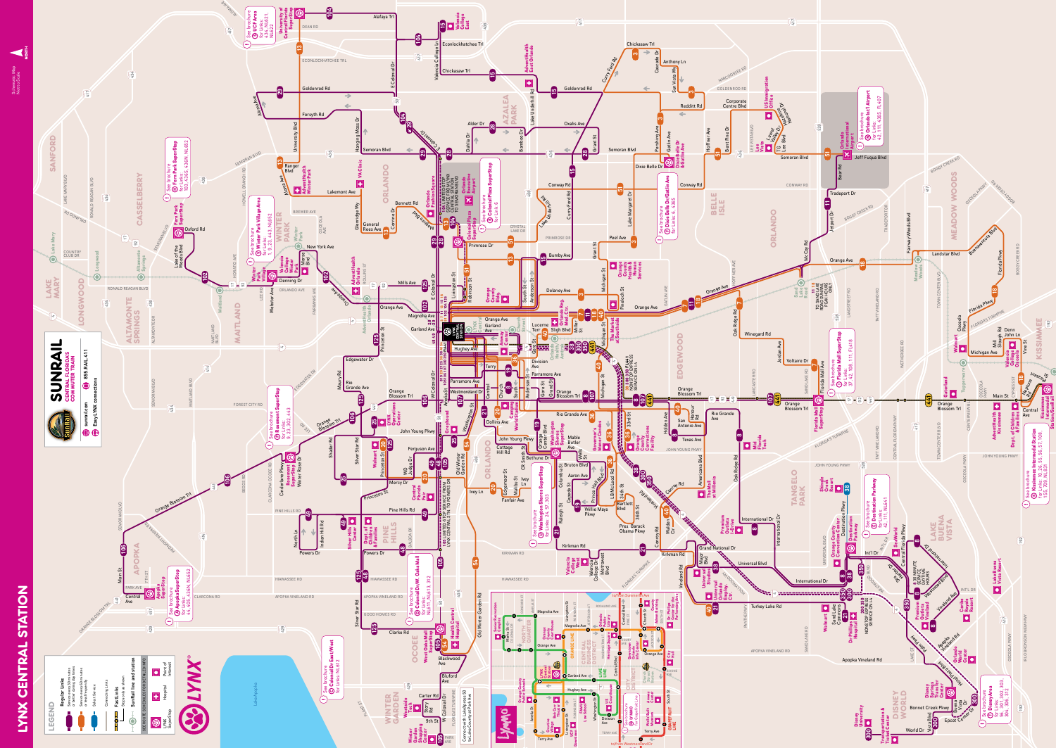# LYNX CENTRAL STATION

## SUNRAIL

CENTRAL FLORIDA'S COMMUTER TRAIN

sunrail.com

855.RAIL.411

Easy LYNX connections

## LEGEND

Regular Links
- Service every 30 minutes or better during day times
- Service every 60 minutes or less frequently
- Select Service
- Connecting Links
- FastLinks
  - Stops only as shown
- SunRail line and station

SEE ROUTE SCHEDULES FOR DETAILED INFO

- Hospital
- Point of Interest
- LYNX SuperStop

LYNX

Schematic Map
Not to Scale

NORTH

See brochure: UCF Area SuperStop for Links 13, 104, NL621, NL622

See brochure: Fern Park SuperStop for Links 103, 436S, 436N, NL652

See brochure: Winter Park Village Area for Links 1, 9, 23, 443, NL652

See brochure: Rosemont SuperStop for Links 9, 23, 102, 443

See brochure: Apopka SuperStop for Links 44, 405, 436N, NL652

See brochure: Colonial Dr/W. Oaks Mall for Links NL611, NL613, 312

See brochure: Colonial Dr East/West for Links NL612

See brochure: Colonial Plaza SuperStop for Link 6

See brochure: Dixie Belle Dr/Gatlin Ave for Links 6, 436S

See brochure: Orlando Int'l Airport for Links 42, 111, 436S, FL407

See brochure: Florida Mall SuperStop for Links 37, 42, 108, 111, FL418

See brochure: Washington Shores SuperStop for Links 24, 57, 303

See brochure: Destination Parkway for Links 8, 42, 111, NL641

See brochure: Disney Area for Links 56, 301, 302, 303, 304, 306, 312

See brochure: Kissimmee Intermodal Station for Links 10, 26, 55, 56, 57, 108, 155, 709, NL631

Deviate from route to serve Orlando Executive Airport

Deviation: Route to serve Orlando Executive Airport

18 NORTH BOUND LINK: 18 TO SAND LAKE RD/ORANGE BLOSSOM TRL 11:00 PM ONLY

300 350 NONSTOP EXPRESS SERVICE ON I-4

8 30 MINUTE SERVICE DURING PEAK HOURS

LYMMO

Central Business District · Parramore District · North Quarter · Creative Village · City District · Thornton Park

to/from Seminole/Neighborhood Center; to/from Westmoreland Dr; Connects with Links 40 to Lake County, 56 to Parramore

SANFORD · CASSELBERRY · LONGWOOD · LAKE MARY · ALTAMONTE SPRINGS · MAITLAND · WINTER PARK · ORLANDO · APOPKA · PINE HILLS · OCOEE · WINTER GARDEN · AZALEA PARK · BELLE ISLE · EDGEWOOD · TANGELO PARK · LAKE BUENA VISTA · DISNEY WORLD · MEADOW WOODS · KISSIMMEE

Lake Apopka